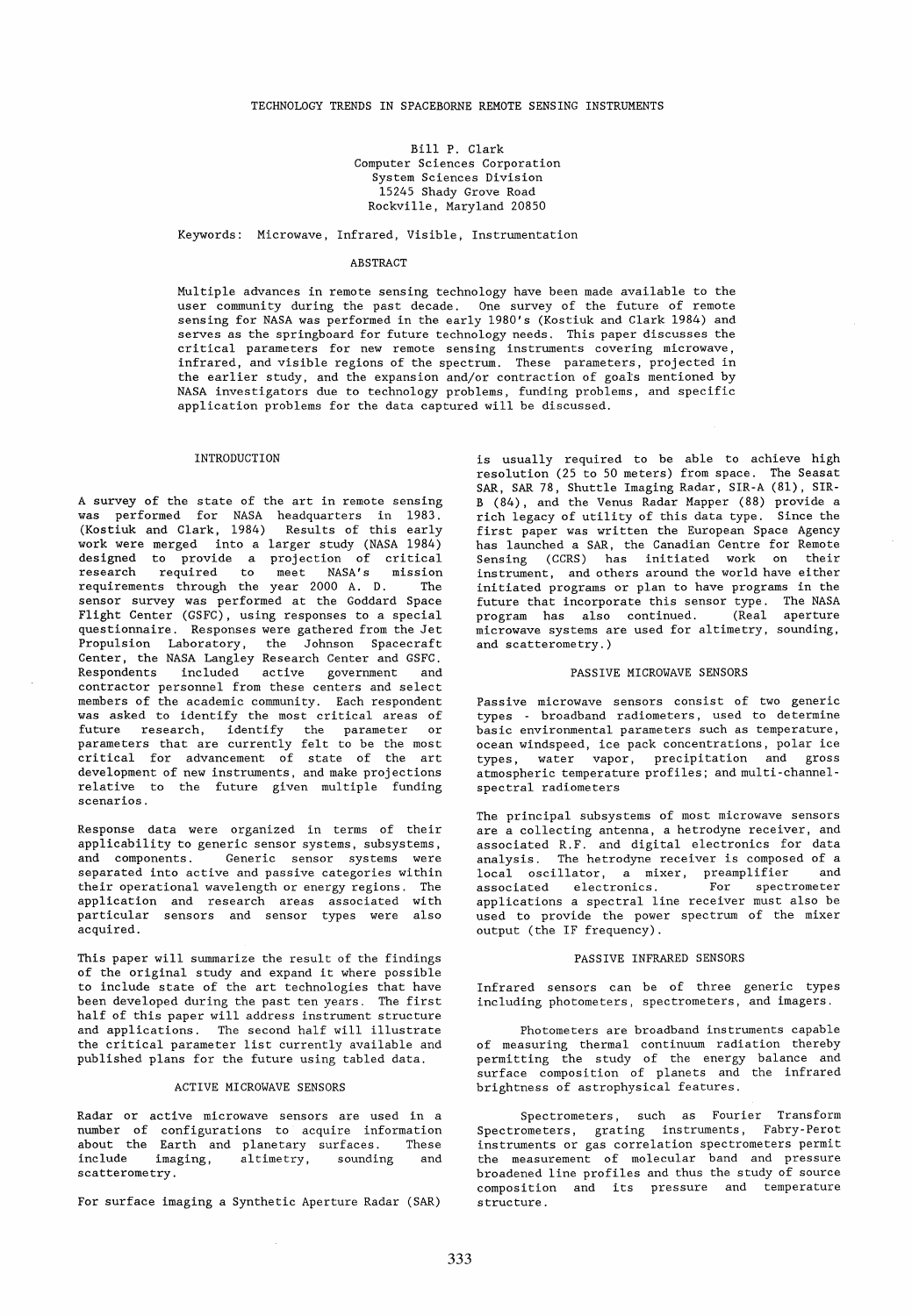# TECHNOLOGY TRENDS IN SPACEBORNE REMOTE SENSING INSTRUMENTS

Bill P. Clark
Computer Sciences Corporation
System Sciences Division
15245 Shady Grove Road
Rockville, Maryland 20850

Keywords: Microwave, Infrared, Visible, Instrumentation

## ABSTRACT

Multiple advances in remote sensing technology have been made available to the user community during the past decade. One survey of the future of remote sensing for NASA was performed in the early 1980's (Kostiuk and Clark 1984) and serves as the springboard for future technology needs. This paper discusses the critical parameters for new remote sensing instruments covering microwave, infrared, and visible regions of the spectrum. These parameters, projected in the earlier study, and the expansion and/or contraction of goals mentioned by NASA investigators due to technology problems, funding problems, and specific application problems for the data captured will be discussed.

## INTRODUCTION

A survey of the state of the art in remote sensing was performed for NASA headquarters in 1983. (Kostiuk and Clark, 1984) Results of this early work were merged into a larger study (NASA 1984) designed to provide a projection of critical research required to meet NASA's mission requirements through the year 2000 A. D. The sensor survey was performed at the Goddard Space Flight Center (GSFC), using responses to a special questionnaire. Responses were gathered from the Jet Propulsion Laboratory, the Johnson Spacecraft Center, the NASA Langley Research Center and GSFC. Respondents included active government and contractor personnel from these centers and select members of the academic community. Each respondent was asked to identify the most critical areas of future research, identify the parameter or parameters that are currently felt to be the most critical for advancement of state of the art development of new instruments, and make projections relative to the future given multiple funding scenarios.

Response data were organized in terms of their applicability to generic sensor systems, subsystems, and components. Generic sensor systems were separated into active and passive categories within their operational wavelength or energy regions. The application and research areas associated with particular sensors and sensor types were also acquired.

This paper will summarize the result of the findings of the original study and expand it where possible to include state of the art technologies that have been developed during the past ten years. The first half of this paper will address instrument structure and applications. The second half will illustrate the critical parameter list currently available and published plans for the future using tabled data.

## ACTIVE MICROWAVE SENSORS

Radar or active microwave sensors are used in a number of configurations to acquire information about the Earth and planetary surfaces. These include imaging, altimetry, sounding and scatterometry.

For surface imaging a Synthetic Aperture Radar (SAR) is usually required to be able to achieve high resolution (25 to 50 meters) from space. The Seasat SAR, SAR 78, Shuttle Imaging Radar, SIR-A (81), SIR-B (84), and the Venus Radar Mapper (88) provide a rich legacy of utility of this data type. Since the first paper was written the European Space Agency has launched a SAR, the Canadian Centre for Remote Sensing (CCRS) has initiated work on their instrument, and others around the world have either initiated programs or plan to have programs in the future that incorporate this sensor type. The NASA program has also continued. (Real aperture microwave systems are used for altimetry, sounding, and scatterometry.)

## PASSIVE MICROWAVE SENSORS

Passive microwave sensors consist of two generic types - broadband radiometers, used to determine basic environmental parameters such as temperature, ocean windspeed, ice pack concentrations, polar ice types, water vapor, precipitation and gross atmospheric temperature profiles; and multi-channel-spectral radiometers

The principal subsystems of most microwave sensors are a collecting antenna, a hetrodyne receiver, and associated R.F. and digital electronics for data analysis. The hetrodyne receiver is composed of a local oscillator, a mixer, preamplifier and associated electronics. For spectrometer applications a spectral line receiver must also be used to provide the power spectrum of the mixer output (the IF frequency).

## PASSIVE INFRARED SENSORS

Infrared sensors can be of three generic types including photometers, spectrometers, and imagers.

Photometers are broadband instruments capable of measuring thermal continuum radiation thereby permitting the study of the energy balance and surface composition of planets and the infrared brightness of astrophysical features.

Spectrometers, such as Fourier Transform Spectrometers, grating instruments, Fabry-Perot instruments or gas correlation spectrometers permit the measurement of molecular band and pressure broadened line profiles and thus the study of source composition and its pressure and temperature structure.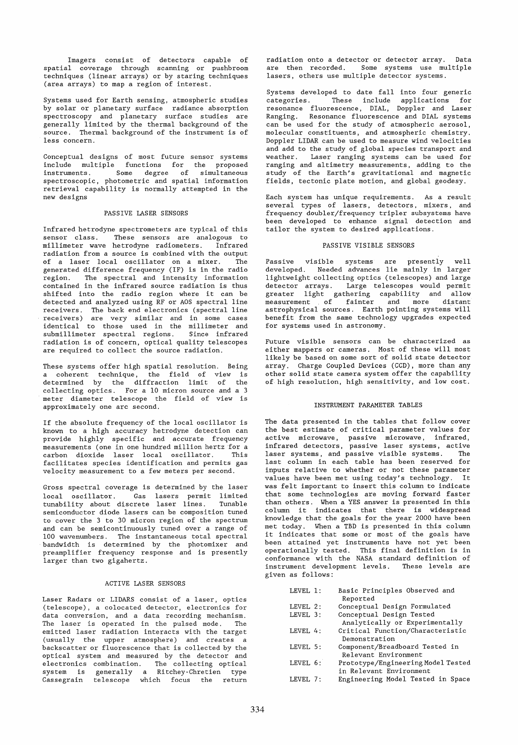Imagers consist of detectors capable of spatial coverage through scanning or pushbroom techniques (linear arrays) or by staring techniques (area arrays) to map a region of interest.

Systems used for Earth sensing, atmospheric studies by solar or planetary surface radiance absorption spectroscopy and planetary surface studies are generally limited by the thermal background of the source. Thermal background of the instrument is of less concern.

Conceptual designs of most future sensor systems include multiple functions for the proposed instruments. Some degree of simultaneous spectroscopic, photometric and spatial information retrieval capability is normally attempted in the new designs

## PASSIVE LASER SENSORS

Infrared hetrodyne spectrometers are typical of this sensor class. These sensors are analogous to millimeter wave hetrodyne radiometers. Infrared radiation from a source is combined with the output of a laser local oscillator on a mixer. The generated difference frequency (IF) is in the radio region. The spectral and intensity information contained in the infrared source radiation is thus shifted into the radio region where it can be detected and analyzed using RF or AOS spectral line receivers. The back end electronics (spectral line receivers) are very similar and in some cases identical to those used in the millimeter and submillimeter spectral regions. Since infrared radiation is of concern, optical quality telescopes are required to collect the source radiation.

These systems offer high spatial resolution. Being a coherent technique, the field of view is determined by the diffraction limit of the collecting optics. For a 10 micron source and a 3 meter diameter telescope the field of view is approximately one arc second.

If the absolute frequency of the local oscillator is known to a high accuracy hetrodyne detection can provide highly specific and accurate frequency measurements (one in one hundred million hertz for a carbon dioxide laser local oscillator. This facilitates species identification and permits gas velocity measurement to a few meters per second.

Gross spectral coverage is determined by the laser local oscillator. Gas lasers permit limited tunability about discrete laser lines. Tunable semiconductor diode lasers can be composition tuned to cover the 3 to 30 micron region of the spectrum and can be semicontinuously tuned over a range of 100 wavenumbers. The instantaneous total spectral bandwidth is determined by the photomixer and preamplifier frequency response and is presently larger than two gigahertz.

## ACTIVE LASER SENSORS

Laser Radars or LIDARS consist of a laser, optics (telescope), a colocated detector, electronics for data conversion, and a data recording mechanism. The laser is operated in the pulsed mode. The emitted laser radiation interacts with the target (usually the upper atmosphere) and creates a backscatter or fluorescence that is collected by the optical system and measured by the detector and electronics combination. The collecting optical system is generally a Ritchey-Chretien type Cassegrain telescope which focus the return radiation onto a detector or detector array. Data are then recorded. Some systems use multiple lasers, others use multiple detector systems.

Systems developed to date fall into four generic categories. These include applications for resonance fluorescence, DIAL, Doppler and Laser Ranging. Resonance fluorescence and DIAL systems can be used for the study of atmospheric aerosol, molecular constituents, and atmospheric chemistry. Doppler LIDAR can be used to measure wind velocities and add to the study of global species transport and weather. Laser ranging systems can be used for ranging and altimetry measurements, adding to the study of the Earth's gravitational and magnetic fields, tectonic plate motion, and global geodesy.

Each system has unique requirements. As a result several types of lasers, detectors, mixers, and frequency doubler/frequency tripler subsystems have been developed to enhance signal detection and tailor the system to desired applications.

## PASSIVE VISIBLE SENSORS

Passive visible systems are presently well developed. Needed advances lie mainly in larger lightweight collecting optics (telescopes) and large detector arrays. Large telescopes would permit greater light gathering capability and allow measurement of fainter and more distant astrophysical sources. Earth pointing systems will benefit from the same technology upgrades expected for systems used in astronomy.

Future visible sensors can be characterized as either mappers or cameras. Most of these will most likely be based on some sort of solid state detector array. Charge Coupled Devices (CCD), more than any other solid state camera system offer the capability of high resolution, high sensitivity, and low cost.

## INSTRUMENT PARAMETER TABLES

The data presented in the tables that follow cover the best estimate of critical parameter values for active microwave, passive microwave, infrared, infrared detectors, passive laser systems, active laser systems, and passive visible systems. The last column in each table has been reserved for inputs relative to whether or not these parameter values have been met using today's technology. It was felt important to insert this column to indicate that some technologies are moving forward faster than others. When a YES answer is presented in this column it indicates that there is widespread knowledge that the goals for the year 2000 have been met today. When a TBD is presented in this column it indicates that some or most of the goals have been attained yet instruments have not yet been operationally tested. This final definition is in conformance with the NASA standard definition of instrument development levels. These levels are given as follows:

| | |
|---|---|
| LEVEL 1: | Basic Principles Observed and Reported |
| LEVEL 2: | Conceptual Design Formulated |
| LEVEL 3: | Conceptual Design Tested Analytically or Experimentally |
| LEVEL 4: | Critical Function/Characteristic Demonstration |
| LEVEL 5: | Component/Breadboard Tested in Relevant Environment |
| LEVEL 6: | Prototype/Engineering Model Tested in Relevant Environment |
| LEVEL 7: | Engineering Model Tested in Space |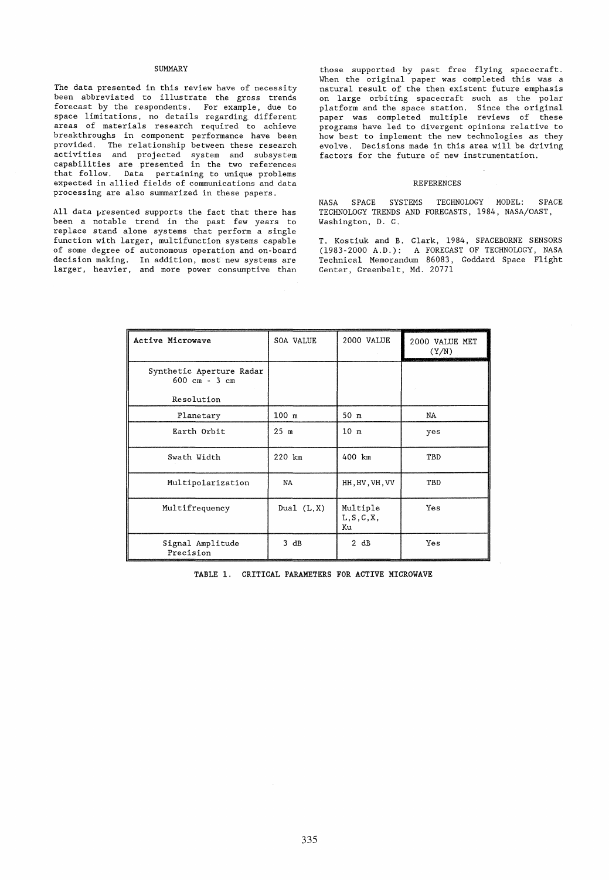## SUMMARY

The data presented in this review have of necessity been abbreviated to illustrate the gross trends forecast by the respondents. For example, due to space limitations, no details regarding different areas of materials research required to achieve breakthroughs in component performance have been provided. The relationship between these research activities and projected system and subsystem capabilities are presented in the two references that follow. Data pertaining to unique problems expected in allied fields of communications and data processing are also summarized in these papers.

All data presented supports the fact that there has been a notable trend in the past few years to replace stand alone systems that perform a single function with larger, multifunction systems capable of some degree of autonomous operation and on-board decision making. In addition, most new systems are larger, heavier, and more power consumptive than those supported by past free flying spacecraft. When the original paper was completed this was a natural result of the then existent future emphasis on large orbiting spacecraft such as the polar platform and the space station. Since the original paper was completed multiple reviews of these programs have led to divergent opinions relative to how best to implement the new technologies as they evolve. Decisions made in this area will be driving factors for the future of new instrumentation.

## REFERENCES

NASA SPACE SYSTEMS TECHNOLOGY MODEL: SPACE TECHNOLOGY TRENDS AND FORECASTS, 1984, NASA/OAST, Washington, D. C.

T. Kostiuk and B. Clark, 1984, SPACEBORNE SENSORS (1983-2000 A.D.): A FORECAST OF TECHNOLOGY, NASA Technical Memorandum 86083, Goddard Space Flight Center, Greenbelt, Md. 20771

| **Active Microwave** | SOA VALUE | 2000 VALUE | 2000 VALUE MET (Y/N) |
|---|---|---|---|
| Synthetic Aperture Radar 600 cm - 3 cm<br><br>Resolution | | | |
| Planetary | 100 m | 50 m | NA |
| Earth Orbit | 25 m | 10 m | yes |
| Swath Width | 220 km | 400 km | TBD |
| Multipolarization | NA | HH,HV,VH,VV | TBD |
| Multifrequency | Dual (L,X) | Multiple L,S,C,X, Ku | Yes |
| Signal Amplitude Precision | 3 dB | 2 dB | Yes |

TABLE 1. CRITICAL PARAMETERS FOR ACTIVE MICROWAVE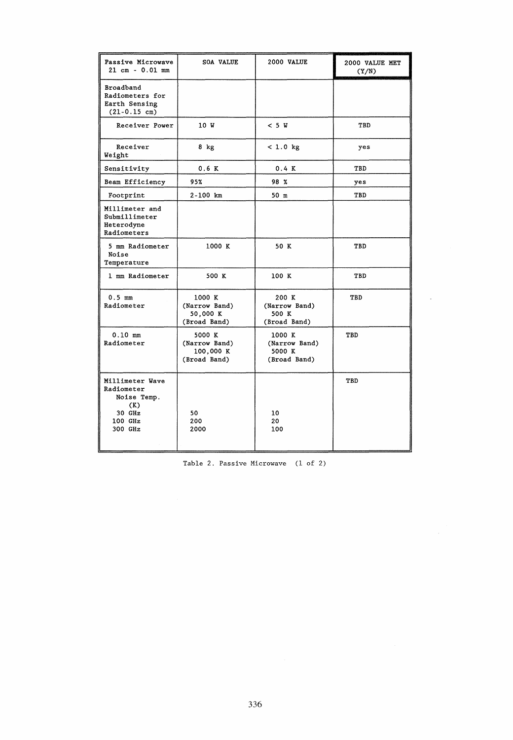| Passive Microwave 21 cm - 0.01 mm | SOA VALUE | 2000 VALUE | 2000 VALUE MET (Y/N) |
|---|---|---|---|
| Broadband Radiometers for Earth Sensing (21-0.15 cm) | | | |
| Receiver Power | 10 W | < 5 W | TBD |
| Receiver Weight | 8 kg | < 1.0 kg | yes |
| Sensitivity | 0.6 K | 0.4 K | TBD |
| Beam Efficiency | 95% | 98 % | yes |
| Footprint | 2-100 km | 50 m | TBD |
| Millimeter and Submillimeter Heterodyne Radiometers | | | |
| 5 mm Radiometer Noise Temperature | 1000 K | 50 K | TBD |
| 1 mm Radiometer | 500 K | 100 K | TBD |
| 0.5 mm Radiometer | 1000 K (Narrow Band) 50,000 K (Broad Band) | 200 K (Narrow Band) 500 K (Broad Band) | TBD |
| 0.10 mm Radiometer | 5000 K (Narrow Band) 100,000 K (Broad Band) | 1000 K (Narrow Band) 5000 K (Broad Band) | TBD |
| Millimeter Wave Radiometer Noise Temp. (K) 30 GHz 100 GHz 300 GHz | 50 200 2000 | 10 20 100 | TBD |

Table 2. Passive Microwave (1 of 2)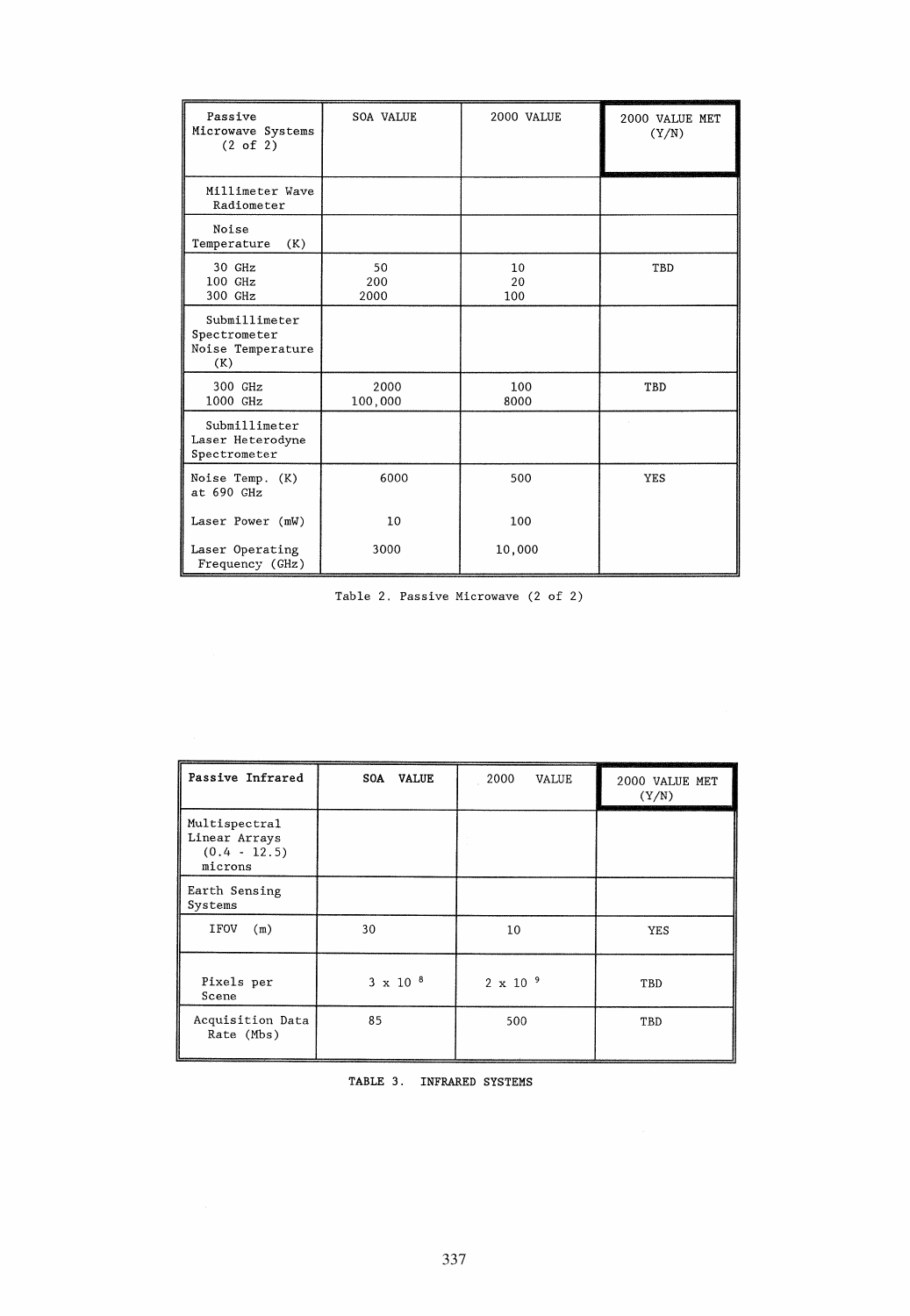| Passive Microwave Systems (2 of 2) | SOA VALUE | 2000 VALUE | 2000 VALUE MET (Y/N) |
|---|---|---|---|
| Millimeter Wave Radiometer | | | |
| Noise Temperature (K) | | | |
| 30 GHz<br>100 GHz<br>300 GHz | 50<br>200<br>2000 | 10<br>20<br>100 | TBD |
| Submillimeter Spectrometer Noise Temperature (K) | | | |
| 300 GHz<br>1000 GHz | 2000<br>100,000 | 100<br>8000 | TBD |
| Submillimeter Laser Heterodyne Spectrometer | | | |
| Noise Temp. (K) at 690 GHz | 6000 | 500 | YES |
| Laser Power (mW) | 10 | 100 | |
| Laser Operating Frequency (GHz) | 3000 | 10,000 | |

Table 2. Passive Microwave (2 of 2)

| **Passive Infrared** | **SOA VALUE** | 2000 VALUE | 2000 VALUE MET (Y/N) |
|---|---|---|---|
| Multispectral Linear Arrays (0.4 - 12.5) microns | | | |
| Earth Sensing Systems | | | |
| IFOV (m) | 30 | 10 | YES |
| Pixels per Scene | $3 \times 10^{8}$ | $2 \times 10^{9}$ | TBD |
| Acquisition Data Rate (Mbs) | 85 | 500 | TBD |

TABLE 3. INFRARED SYSTEMS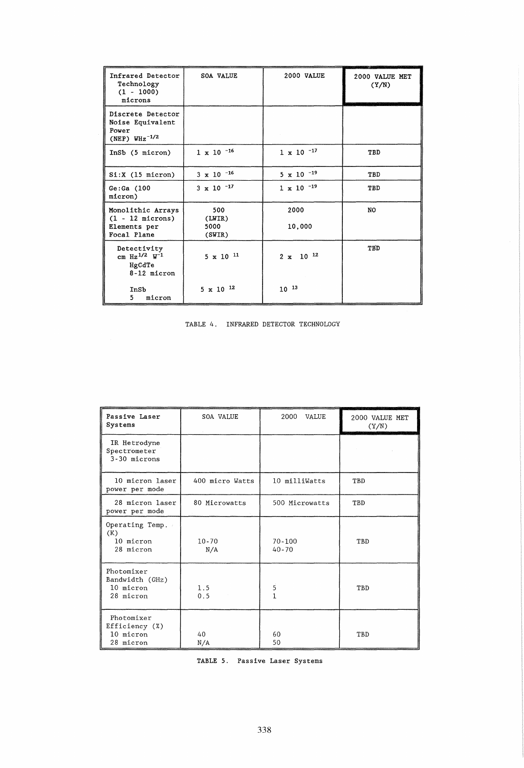| Infrared Detector Technology (1 - 1000) microns | SOA VALUE | 2000 VALUE | 2000 VALUE MET (Y/N) |
|---|---|---|---|
| Discrete Detector Noise Equivalent Power (NEP) $WHz^{-1/2}$ | | | |
| InSb (5 micron) | $1 \times 10^{-16}$ | $1 \times 10^{-17}$ | TBD |
| Si:X (15 micron) | $3 \times 10^{-16}$ | $5 \times 10^{-19}$ | TBD |
| Ge:Ga (100 micron) | $3 \times 10^{-17}$ | $1 \times 10^{-19}$ | TBD |
| Monolithic Arrays (1 - 12 microns) Elements per Focal Plane | 500 (LWIR) 5000 (SWIR) | 2000 10,000 | NO |
| Detectivity cm $Hz^{1/2}$ $W^{-1}$ HgCdTe 8-12 micron | $5 \times 10^{11}$ | $2 \times 10^{12}$ | TBD |
| InSb 5 micron | $5 \times 10^{12}$ | $10^{13}$ | |

TABLE 4. INFRARED DETECTOR TECHNOLOGY

| Passive Laser Systems | SOA VALUE | 2000 VALUE | 2000 VALUE MET (Y/N) |
|---|---|---|---|
| IR Hetrodyne Spectrometer 3-30 microns | | | |
| 10 micron laser power per mode | 400 micro Watts | 10 milliWatts | TBD |
| 28 micron laser power per mode | 80 Microwatts | 500 Microwatts | TBD |
| Operating Temp. (K) 10 micron 28 micron | 10-70 N/A | 70-100 40-70 | TBD |
| Photomixer Bandwidth (GHz) 10 micron 28 micron | 1.5 0.5 | 5 1 | TBD |
| Photomixer Efficiency (%) 10 micron 28 micron | 40 N/A | 60 50 | TBD |

TABLE 5. Passive Laser Systems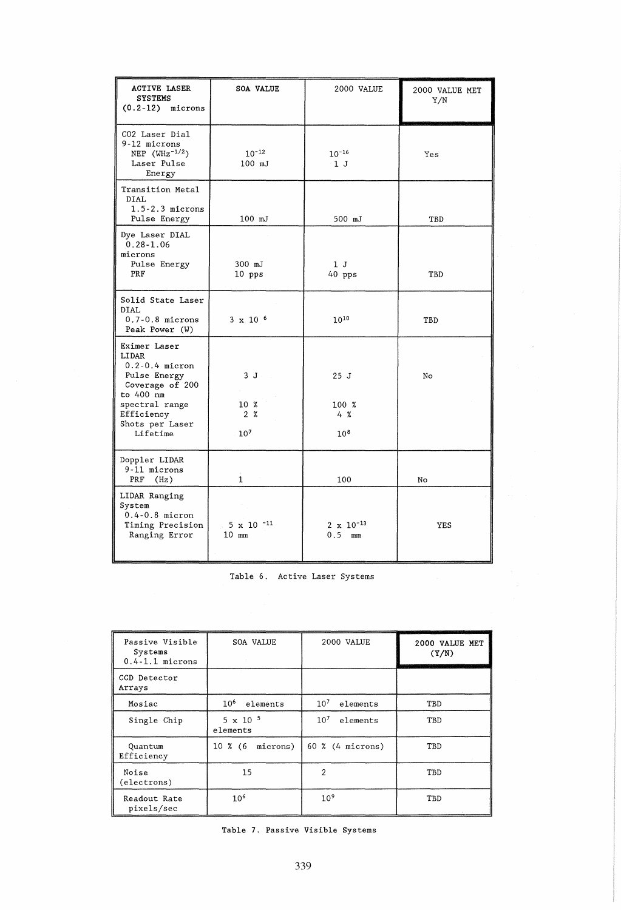| ACTIVE LASER SYSTEMS (0.2-12) microns | SOA VALUE | 2000 VALUE | 2000 VALUE MET Y/N |
|---|---|---|---|
| CO2 Laser Dial 9-12 microns NEP ($WHz^{-1/2}$) Laser Pulse Energy | $10^{-12}$ 100 mJ | $10^{-16}$ 1 J | Yes |
| Transition Metal DIAL 1.5-2.3 microns Pulse Energy | 100 mJ | 500 mJ | TBD |
| Dye Laser DIAL 0.28-1.06 microns Pulse Energy PRF | 300 mJ 10 pps | 1 J 40 pps | TBD |
| Solid State Laser DIAL 0.7-0.8 microns Peak Power (W) | $3 \times 10^{6}$ | $10^{10}$ | TBD |
| Eximer Laser LIDAR 0.2-0.4 micron Pulse Energy Coverage of 200 to 400 nm spectral range Efficiency Shots per Laser Lifetime | 3 J 10 % 2 % $10^{7}$ | 25 J 100 % 4 % $10^{8}$ | No |
| Doppler LIDAR 9-11 microns PRF (Hz) | 1 | 100 | No |
| LIDAR Ranging System 0.4-0.8 micron Timing Precision Ranging Error | $5 \times 10^{-11}$ 10 mm | $2 \times 10^{-13}$ 0.5 mm | YES |

Table 6. Active Laser Systems

| Passive Visible Systems 0.4-1.1 microns | SOA VALUE | 2000 VALUE | 2000 VALUE MET (Y/N) |
|---|---|---|---|
| CCD Detector Arrays | | | |
| Mosiac | $10^{6}$ elements | $10^{7}$ elements | TBD |
| Single Chip | $5 \times 10^{5}$ elements | $10^{7}$ elements | TBD |
| Quantum Efficiency | 10 % (6 microns) | 60 % (4 microns) | TBD |
| Noise (electrons) | 15 | 2 | TBD |
| Readout Rate pixels/sec | $10^{6}$ | $10^{9}$ | TBD |

Table 7. Passive Visible Systems